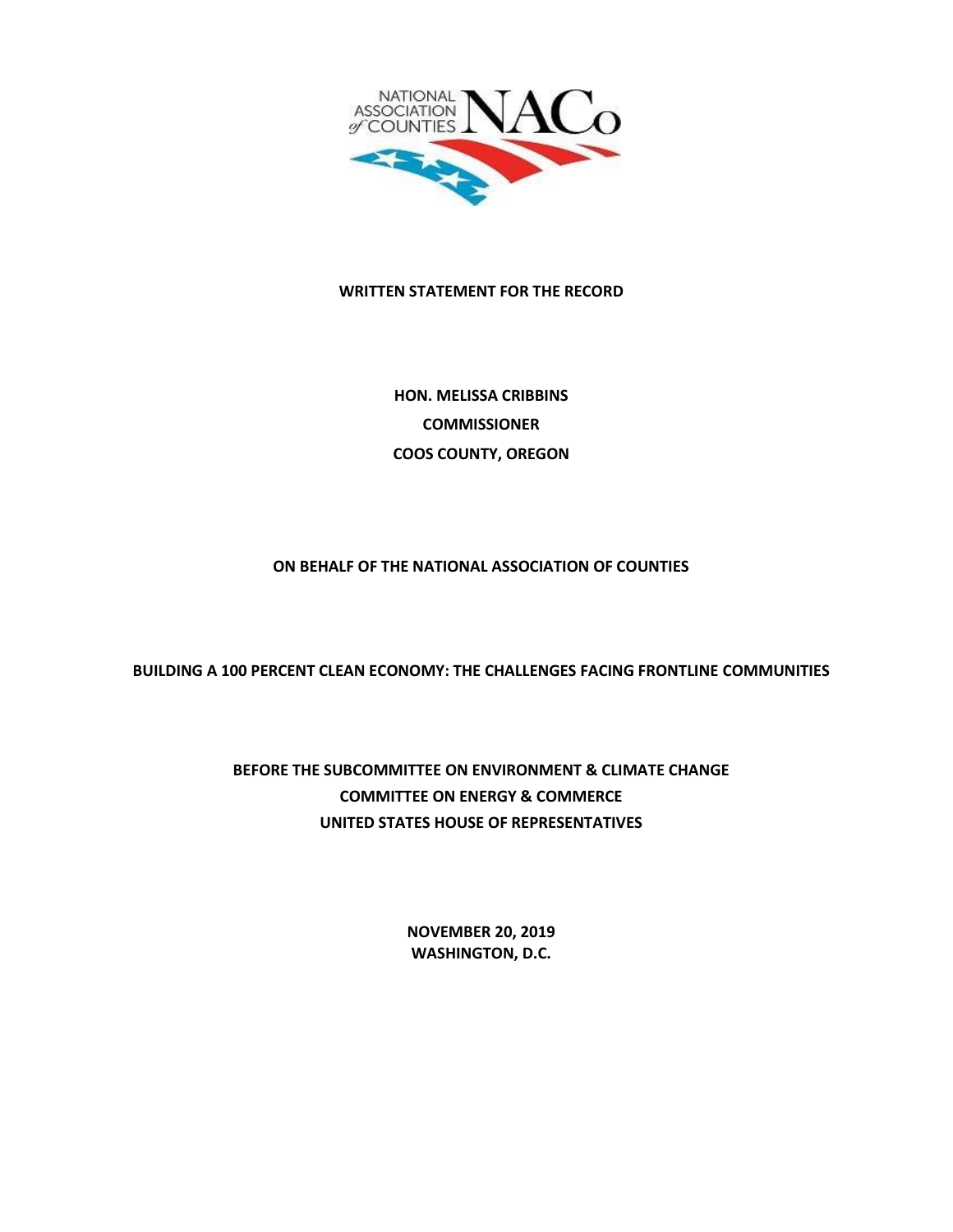**WRITTEN STATEMENT FOR THE RECORD**

**HON. MELISSA CRIBBINS**

**COMMISSIONER**

**COOS COUNTY, OREGON**

**ON BEHALF OF THE NATIONAL ASSOCIATION OF COUNTIES**

**BUILDING A 100 PERCENT CLEAN ECONOMY: THE CHALLENGES FACING FRONTLINE COMMUNITIES**

**BEFORE THE SUBCOMMITTEE ON ENVIRONMENT & CLIMATE CHANGE**

**COMMITTEE ON ENERGY & COMMERCE**

**UNITED STATES HOUSE OF REPRESENTATIVES**

**NOVEMBER 20, 2019**

**WASHINGTON, D.C.**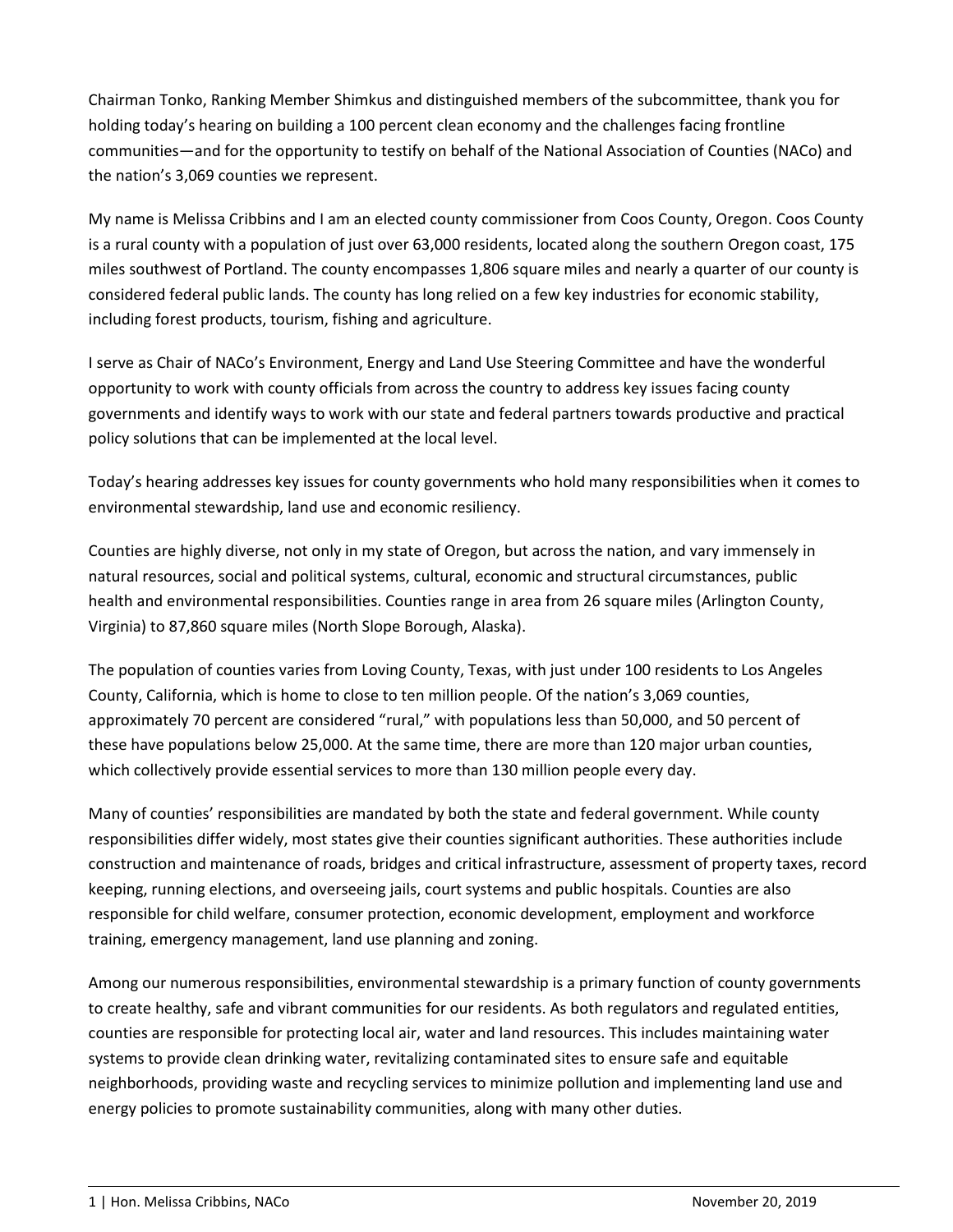Chairman Tonko, Ranking Member Shimkus and distinguished members of the subcommittee, thank you for holding today's hearing on building a 100 percent clean economy and the challenges facing frontline communities—and for the opportunity to testify on behalf of the National Association of Counties (NACo) and the nation's 3,069 counties we represent.

My name is Melissa Cribbins and I am an elected county commissioner from Coos County, Oregon. Coos County is a rural county with a population of just over 63,000 residents, located along the southern Oregon coast, 175 miles southwest of Portland. The county encompasses 1,806 square miles and nearly a quarter of our county is considered federal public lands. The county has long relied on a few key industries for economic stability, including forest products, tourism, fishing and agriculture.

I serve as Chair of NACo's Environment, Energy and Land Use Steering Committee and have the wonderful opportunity to work with county officials from across the country to address key issues facing county governments and identify ways to work with our state and federal partners towards productive and practical policy solutions that can be implemented at the local level.

Today's hearing addresses key issues for county governments who hold many responsibilities when it comes to environmental stewardship, land use and economic resiliency.

Counties are highly diverse, not only in my state of Oregon, but across the nation, and vary immensely in natural resources, social and political systems, cultural, economic and structural circumstances, public health and environmental responsibilities. Counties range in area from 26 square miles (Arlington County, Virginia) to 87,860 square miles (North Slope Borough, Alaska).

The population of counties varies from Loving County, Texas, with just under 100 residents to Los Angeles County, California, which is home to close to ten million people. Of the nation's 3,069 counties, approximately 70 percent are considered "rural," with populations less than 50,000, and 50 percent of these have populations below 25,000. At the same time, there are more than 120 major urban counties, which collectively provide essential services to more than 130 million people every day.

Many of counties' responsibilities are mandated by both the state and federal government. While county responsibilities differ widely, most states give their counties significant authorities. These authorities include construction and maintenance of roads, bridges and critical infrastructure, assessment of property taxes, record keeping, running elections, and overseeing jails, court systems and public hospitals. Counties are also responsible for child welfare, consumer protection, economic development, employment and workforce training, emergency management, land use planning and zoning.

Among our numerous responsibilities, environmental stewardship is a primary function of county governments to create healthy, safe and vibrant communities for our residents. As both regulators and regulated entities, counties are responsible for protecting local air, water and land resources. This includes maintaining water systems to provide clean drinking water, revitalizing contaminated sites to ensure safe and equitable neighborhoods, providing waste and recycling services to minimize pollution and implementing land use and energy policies to promote sustainability communities, along with many other duties.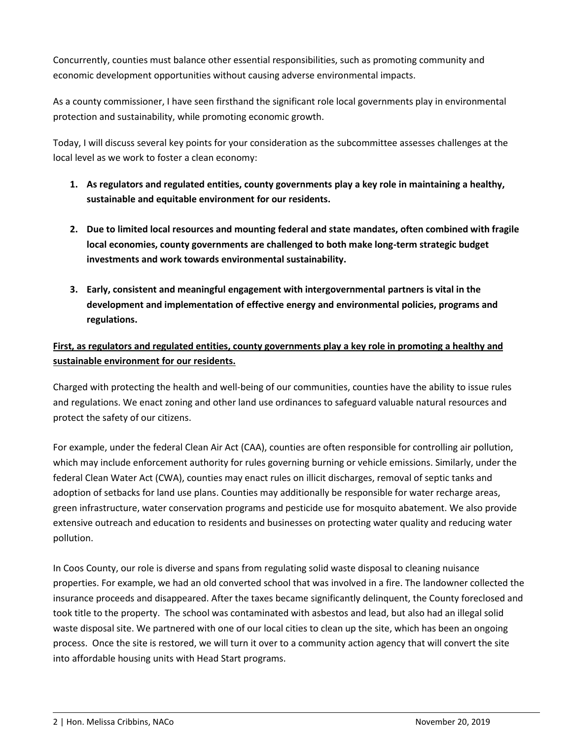Concurrently, counties must balance other essential responsibilities, such as promoting community and economic development opportunities without causing adverse environmental impacts.

As a county commissioner, I have seen firsthand the significant role local governments play in environmental protection and sustainability, while promoting economic growth.

Today, I will discuss several key points for your consideration as the subcommittee assesses challenges at the local level as we work to foster a clean economy:

1. **As regulators and regulated entities, county governments play a key role in maintaining a healthy, sustainable and equitable environment for our residents.**

2. **Due to limited local resources and mounting federal and state mandates, often combined with fragile local economies, county governments are challenged to both make long-term strategic budget investments and work towards environmental sustainability.**

3. **Early, consistent and meaningful engagement with intergovernmental partners is vital in the development and implementation of effective energy and environmental policies, programs and regulations.**

**<u>First, as regulators and regulated entities, county governments play a key role in promoting a healthy and sustainable environment for our residents.</u>**

Charged with protecting the health and well-being of our communities, counties have the ability to issue rules and regulations. We enact zoning and other land use ordinances to safeguard valuable natural resources and protect the safety of our citizens.

For example, under the federal Clean Air Act (CAA), counties are often responsible for controlling air pollution, which may include enforcement authority for rules governing burning or vehicle emissions. Similarly, under the federal Clean Water Act (CWA), counties may enact rules on illicit discharges, removal of septic tanks and adoption of setbacks for land use plans. Counties may additionally be responsible for water recharge areas, green infrastructure, water conservation programs and pesticide use for mosquito abatement. We also provide extensive outreach and education to residents and businesses on protecting water quality and reducing water pollution.

In Coos County, our role is diverse and spans from regulating solid waste disposal to cleaning nuisance properties. For example, we had an old converted school that was involved in a fire. The landowner collected the insurance proceeds and disappeared. After the taxes became significantly delinquent, the County foreclosed and took title to the property. The school was contaminated with asbestos and lead, but also had an illegal solid waste disposal site. We partnered with one of our local cities to clean up the site, which has been an ongoing process. Once the site is restored, we will turn it over to a community action agency that will convert the site into affordable housing units with Head Start programs.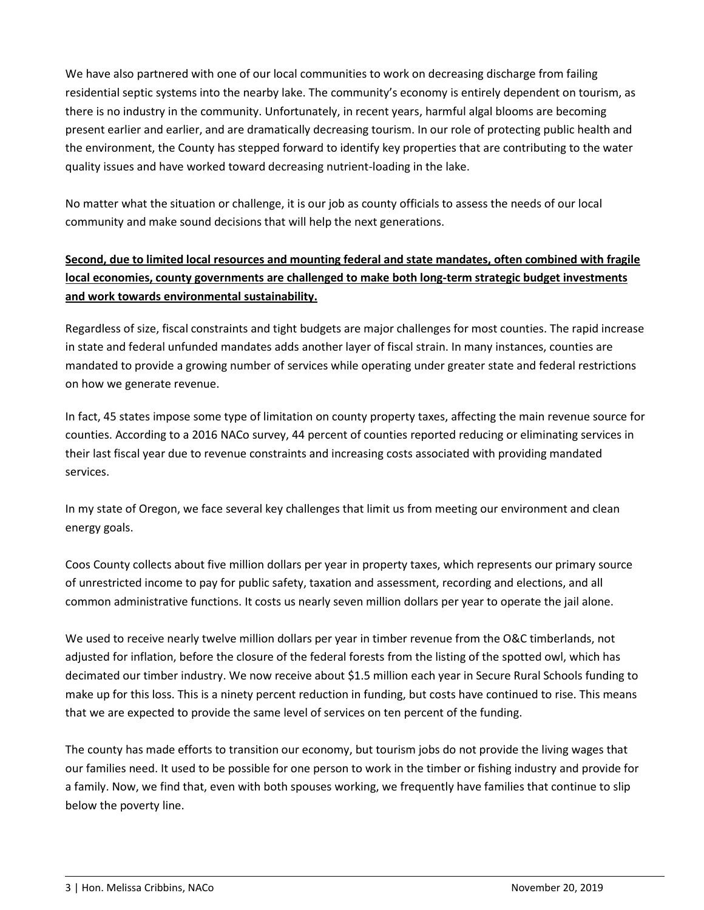We have also partnered with one of our local communities to work on decreasing discharge from failing residential septic systems into the nearby lake. The community's economy is entirely dependent on tourism, as there is no industry in the community. Unfortunately, in recent years, harmful algal blooms are becoming present earlier and earlier, and are dramatically decreasing tourism. In our role of protecting public health and the environment, the County has stepped forward to identify key properties that are contributing to the water quality issues and have worked toward decreasing nutrient-loading in the lake.

No matter what the situation or challenge, it is our job as county officials to assess the needs of our local community and make sound decisions that will help the next generations.

**Second, due to limited local resources and mounting federal and state mandates, often combined with fragile local economies, county governments are challenged to make both long-term strategic budget investments and work towards environmental sustainability.**

Regardless of size, fiscal constraints and tight budgets are major challenges for most counties. The rapid increase in state and federal unfunded mandates adds another layer of fiscal strain. In many instances, counties are mandated to provide a growing number of services while operating under greater state and federal restrictions on how we generate revenue.

In fact, 45 states impose some type of limitation on county property taxes, affecting the main revenue source for counties. According to a 2016 NACo survey, 44 percent of counties reported reducing or eliminating services in their last fiscal year due to revenue constraints and increasing costs associated with providing mandated services.

In my state of Oregon, we face several key challenges that limit us from meeting our environment and clean energy goals.

Coos County collects about five million dollars per year in property taxes, which represents our primary source of unrestricted income to pay for public safety, taxation and assessment, recording and elections, and all common administrative functions. It costs us nearly seven million dollars per year to operate the jail alone.

We used to receive nearly twelve million dollars per year in timber revenue from the O&C timberlands, not adjusted for inflation, before the closure of the federal forests from the listing of the spotted owl, which has decimated our timber industry. We now receive about $1.5 million each year in Secure Rural Schools funding to make up for this loss. This is a ninety percent reduction in funding, but costs have continued to rise. This means that we are expected to provide the same level of services on ten percent of the funding.

The county has made efforts to transition our economy, but tourism jobs do not provide the living wages that our families need. It used to be possible for one person to work in the timber or fishing industry and provide for a family. Now, we find that, even with both spouses working, we frequently have families that continue to slip below the poverty line.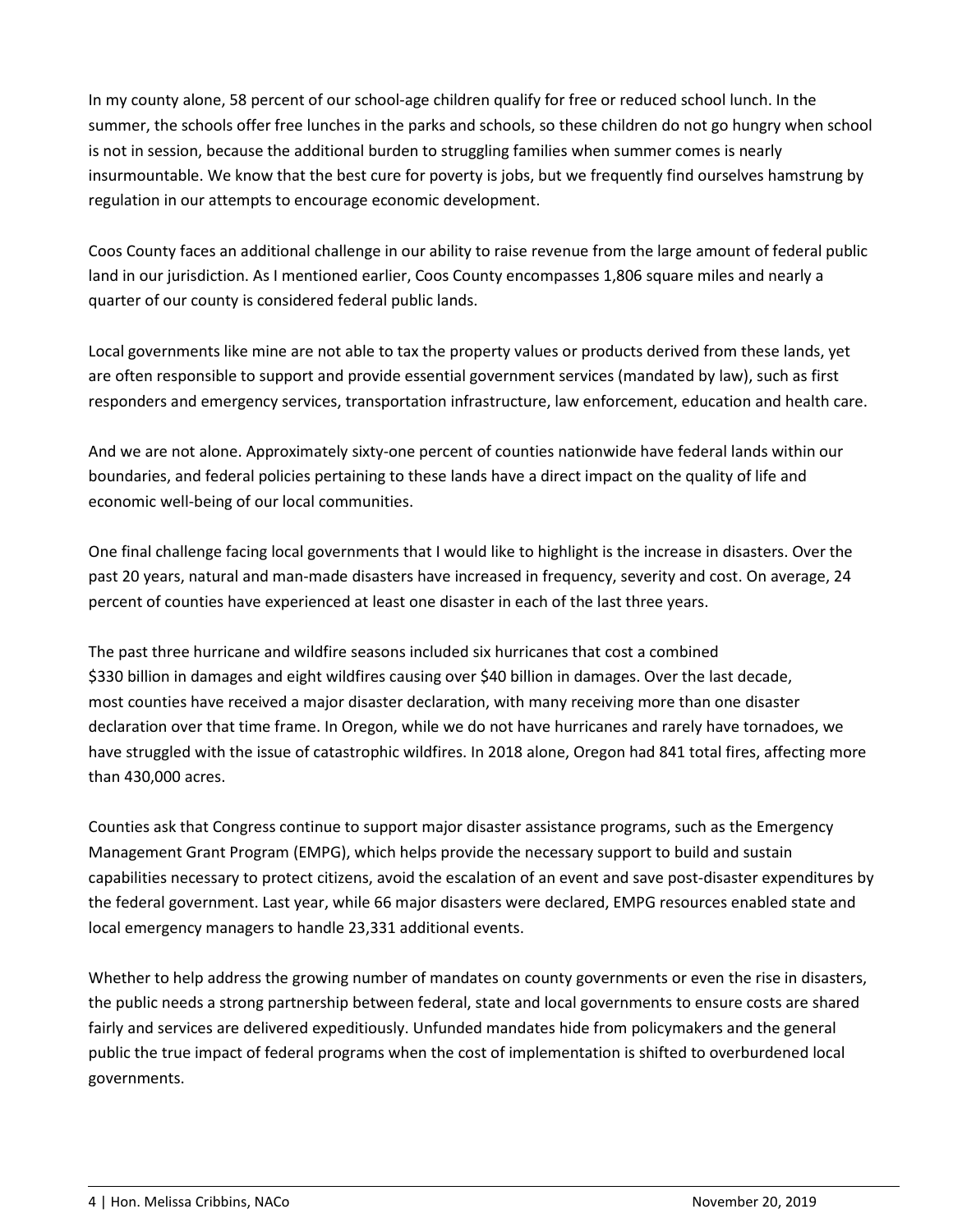In my county alone, 58 percent of our school-age children qualify for free or reduced school lunch. In the summer, the schools offer free lunches in the parks and schools, so these children do not go hungry when school is not in session, because the additional burden to struggling families when summer comes is nearly insurmountable. We know that the best cure for poverty is jobs, but we frequently find ourselves hamstrung by regulation in our attempts to encourage economic development.

Coos County faces an additional challenge in our ability to raise revenue from the large amount of federal public land in our jurisdiction. As I mentioned earlier, Coos County encompasses 1,806 square miles and nearly a quarter of our county is considered federal public lands.

Local governments like mine are not able to tax the property values or products derived from these lands, yet are often responsible to support and provide essential government services (mandated by law), such as first responders and emergency services, transportation infrastructure, law enforcement, education and health care.

And we are not alone. Approximately sixty-one percent of counties nationwide have federal lands within our boundaries, and federal policies pertaining to these lands have a direct impact on the quality of life and economic well-being of our local communities.

One final challenge facing local governments that I would like to highlight is the increase in disasters. Over the past 20 years, natural and man-made disasters have increased in frequency, severity and cost. On average, 24 percent of counties have experienced at least one disaster in each of the last three years.

The past three hurricane and wildfire seasons included six hurricanes that cost a combined $330 billion in damages and eight wildfires causing over $40 billion in damages. Over the last decade, most counties have received a major disaster declaration, with many receiving more than one disaster declaration over that time frame. In Oregon, while we do not have hurricanes and rarely have tornadoes, we have struggled with the issue of catastrophic wildfires. In 2018 alone, Oregon had 841 total fires, affecting more than 430,000 acres.

Counties ask that Congress continue to support major disaster assistance programs, such as the Emergency Management Grant Program (EMPG), which helps provide the necessary support to build and sustain capabilities necessary to protect citizens, avoid the escalation of an event and save post-disaster expenditures by the federal government. Last year, while 66 major disasters were declared, EMPG resources enabled state and local emergency managers to handle 23,331 additional events.

Whether to help address the growing number of mandates on county governments or even the rise in disasters, the public needs a strong partnership between federal, state and local governments to ensure costs are shared fairly and services are delivered expeditiously. Unfunded mandates hide from policymakers and the general public the true impact of federal programs when the cost of implementation is shifted to overburdened local governments.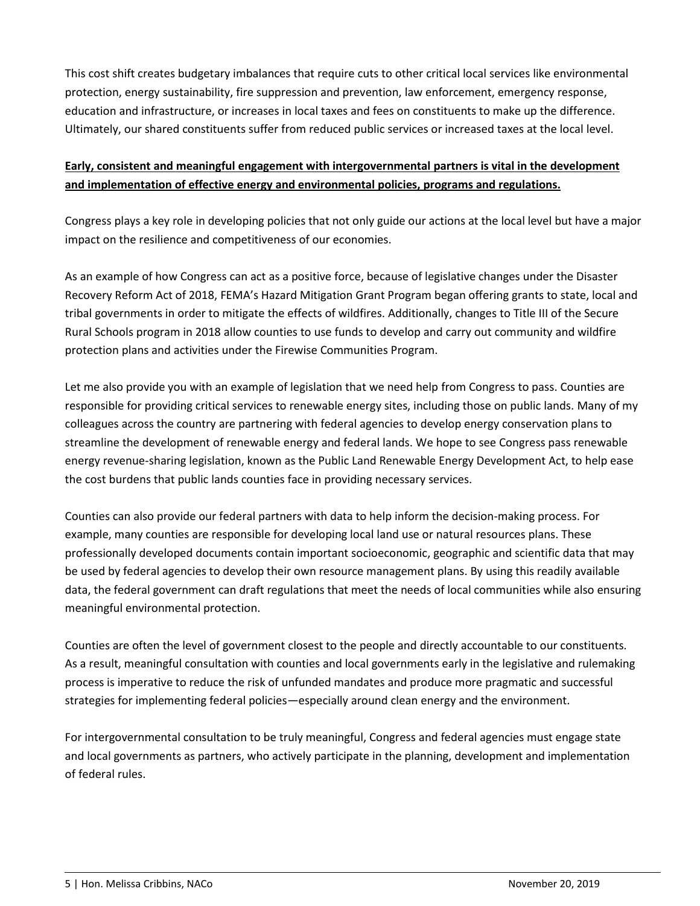This cost shift creates budgetary imbalances that require cuts to other critical local services like environmental protection, energy sustainability, fire suppression and prevention, law enforcement, emergency response, education and infrastructure, or increases in local taxes and fees on constituents to make up the difference. Ultimately, our shared constituents suffer from reduced public services or increased taxes at the local level.

**Early, consistent and meaningful engagement with intergovernmental partners is vital in the development and implementation of effective energy and environmental policies, programs and regulations.**

Congress plays a key role in developing policies that not only guide our actions at the local level but have a major impact on the resilience and competitiveness of our economies.

As an example of how Congress can act as a positive force, because of legislative changes under the Disaster Recovery Reform Act of 2018, FEMA's Hazard Mitigation Grant Program began offering grants to state, local and tribal governments in order to mitigate the effects of wildfires. Additionally, changes to Title III of the Secure Rural Schools program in 2018 allow counties to use funds to develop and carry out community and wildfire protection plans and activities under the Firewise Communities Program.

Let me also provide you with an example of legislation that we need help from Congress to pass. Counties are responsible for providing critical services to renewable energy sites, including those on public lands. Many of my colleagues across the country are partnering with federal agencies to develop energy conservation plans to streamline the development of renewable energy and federal lands. We hope to see Congress pass renewable energy revenue-sharing legislation, known as the Public Land Renewable Energy Development Act, to help ease the cost burdens that public lands counties face in providing necessary services.

Counties can also provide our federal partners with data to help inform the decision-making process. For example, many counties are responsible for developing local land use or natural resources plans. These professionally developed documents contain important socioeconomic, geographic and scientific data that may be used by federal agencies to develop their own resource management plans. By using this readily available data, the federal government can draft regulations that meet the needs of local communities while also ensuring meaningful environmental protection.

Counties are often the level of government closest to the people and directly accountable to our constituents. As a result, meaningful consultation with counties and local governments early in the legislative and rulemaking process is imperative to reduce the risk of unfunded mandates and produce more pragmatic and successful strategies for implementing federal policies—especially around clean energy and the environment.

For intergovernmental consultation to be truly meaningful, Congress and federal agencies must engage state and local governments as partners, who actively participate in the planning, development and implementation of federal rules.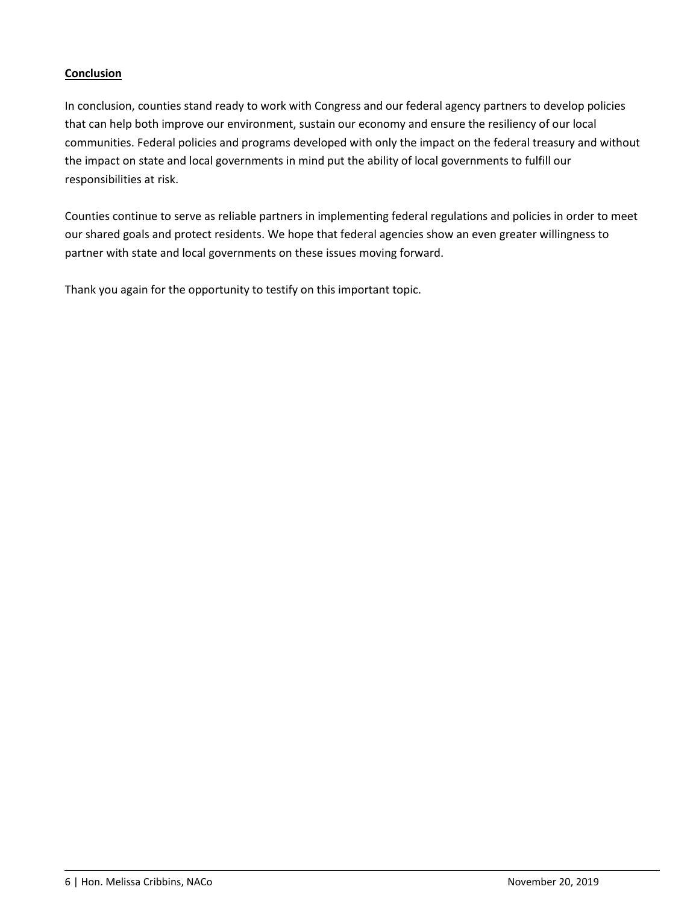## Conclusion

In conclusion, counties stand ready to work with Congress and our federal agency partners to develop policies that can help both improve our environment, sustain our economy and ensure the resiliency of our local communities. Federal policies and programs developed with only the impact on the federal treasury and without the impact on state and local governments in mind put the ability of local governments to fulfill our responsibilities at risk.

Counties continue to serve as reliable partners in implementing federal regulations and policies in order to meet our shared goals and protect residents. We hope that federal agencies show an even greater willingness to partner with state and local governments on these issues moving forward.

Thank you again for the opportunity to testify on this important topic.